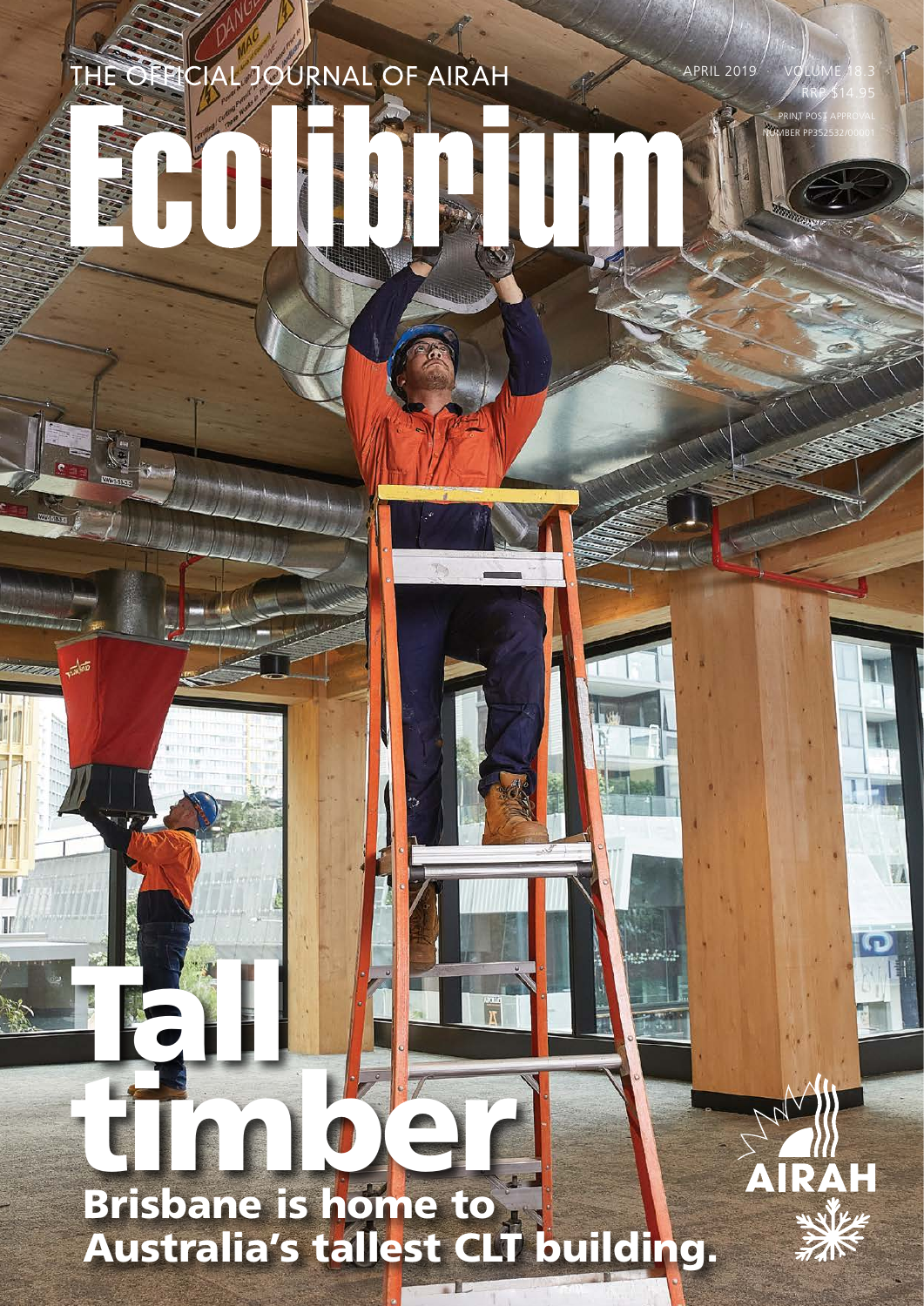THE OFFICIAL JOURNAL OF AIRAH

APRIL 2019 VOLUME 18.3

RRP $14.95

PRINT POST APPROVAL NUMBER PP352532/00001

# Ecolibrium

# Tall timber

**Brisbane is home to Australia's tallest CLT building.**

AIRAH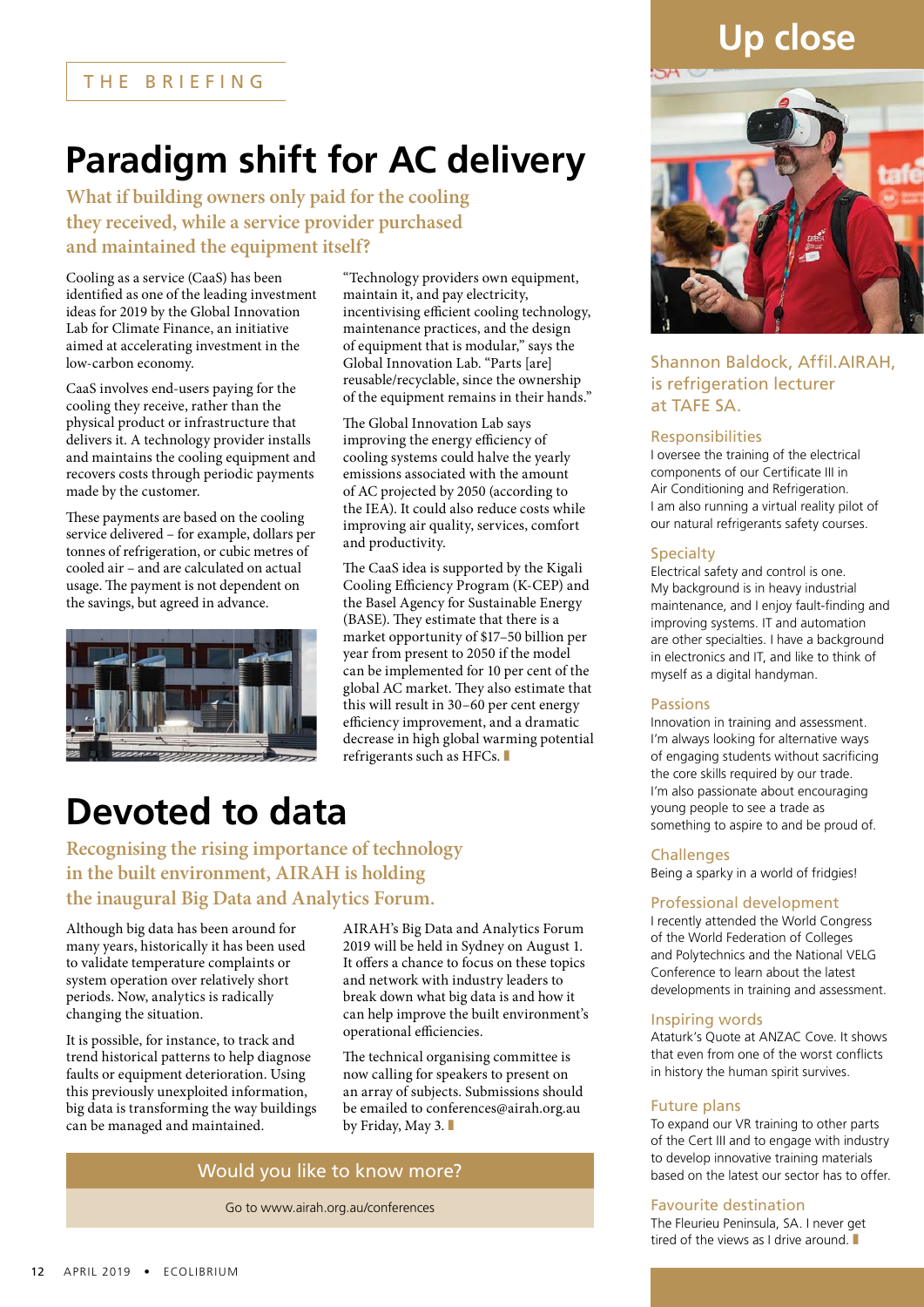THE BRIEFING

# Paradigm shift for AC delivery

**What if building owners only paid for the cooling they received, while a service provider purchased and maintained the equipment itself?**

Cooling as a service (CaaS) has been identified as one of the leading investment ideas for 2019 by the Global Innovation Lab for Climate Finance, an initiative aimed at accelerating investment in the low-carbon economy.

CaaS involves end-users paying for the cooling they receive, rather than the physical product or infrastructure that delivers it. A technology provider installs and maintains the cooling equipment and recovers costs through periodic payments made by the customer.

These payments are based on the cooling service delivered – for example, dollars per tonnes of refrigeration, or cubic metres of cooled air – and are calculated on actual usage. The payment is not dependent on the savings, but agreed in advance.

"Technology providers own equipment, maintain it, and pay electricity, incentivising efficient cooling technology, maintenance practices, and the design of equipment that is modular," says the Global Innovation Lab. "Parts [are] reusable/recyclable, since the ownership of the equipment remains in their hands."

The Global Innovation Lab says improving the energy efficiency of cooling systems could halve the yearly emissions associated with the amount of AC projected by 2050 (according to the IEA). It could also reduce costs while improving air quality, services, comfort and productivity.

The CaaS idea is supported by the Kigali Cooling Efficiency Program (K-CEP) and the Basel Agency for Sustainable Energy (BASE). They estimate that there is a market opportunity of $17–50 billion per year from present to 2050 if the model can be implemented for 10 per cent of the global AC market. They also estimate that this will result in 30–60 per cent energy efficiency improvement, and a dramatic decrease in high global warming potential refrigerants such as HFCs.

# Devoted to data

**Recognising the rising importance of technology in the built environment, AIRAH is holding the inaugural Big Data and Analytics Forum.**

Although big data has been around for many years, historically it has been used to validate temperature complaints or system operation over relatively short periods. Now, analytics is radically changing the situation.

It is possible, for instance, to track and trend historical patterns to help diagnose faults or equipment deterioration. Using this previously unexploited information, big data is transforming the way buildings can be managed and maintained.

AIRAH's Big Data and Analytics Forum 2019 will be held in Sydney on August 1. It offers a chance to focus on these topics and network with industry leaders to break down what big data is and how it can help improve the built environment's operational efficiencies.

The technical organising committee is now calling for speakers to present on an array of subjects. Submissions should be emailed to conferences@airah.org.au by Friday, May 3.

**Would you like to know more?**

Go to www.airah.org.au/conferences

# Up close

**Shannon Baldock, Affil.AIRAH, is refrigeration lecturer at TAFE SA.**

### Responsibilities

I oversee the training of the electrical components of our Certificate III in Air Conditioning and Refrigeration. I am also running a virtual reality pilot of our natural refrigerants safety courses.

### Specialty

Electrical safety and control is one. My background is in heavy industrial maintenance, and I enjoy fault-finding and improving systems. IT and automation are other specialties. I have a background in electronics and IT, and like to think of myself as a digital handyman.

### Passions

Innovation in training and assessment. I'm always looking for alternative ways of engaging students without sacrificing the core skills required by our trade. I'm also passionate about encouraging young people to see a trade as something to aspire to and be proud of.

### Challenges

Being a sparky in a world of fridgies!

### Professional development

I recently attended the World Congress of the World Federation of Colleges and Polytechnics and the National VELG Conference to learn about the latest developments in training and assessment.

### Inspiring words

Ataturk's Quote at ANZAC Cove. It shows that even from one of the worst conflicts in history the human spirit survives.

### Future plans

To expand our VR training to other parts of the Cert III and to engage with industry to develop innovative training materials based on the latest our sector has to offer.

### Favourite destination

The Fleurieu Peninsula, SA. I never get tired of the views as I drive around.